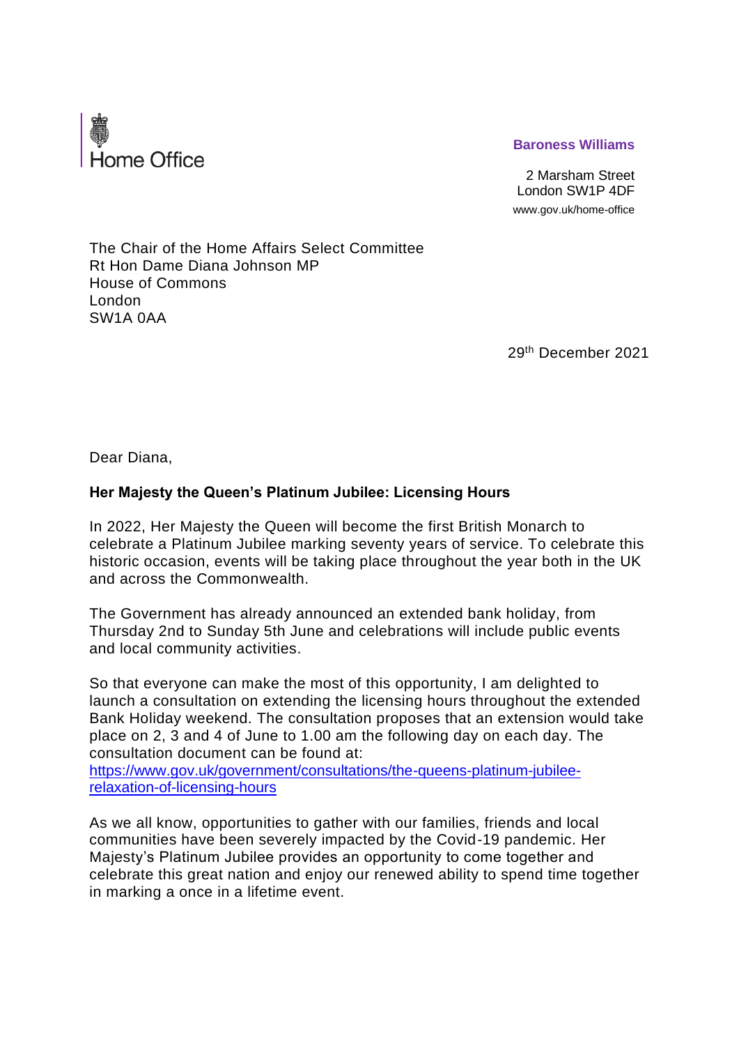Home Office

**Baroness Williams**

2 Marsham Street
London SW1P 4DF
www.gov.uk/home-office

The Chair of the Home Affairs Select Committee
Rt Hon Dame Diana Johnson MP
House of Commons
London
SW1A 0AA

29th December 2021

Dear Diana,

**Her Majesty the Queen's Platinum Jubilee: Licensing Hours**

In 2022, Her Majesty the Queen will become the first British Monarch to celebrate a Platinum Jubilee marking seventy years of service. To celebrate this historic occasion, events will be taking place throughout the year both in the UK and across the Commonwealth.

The Government has already announced an extended bank holiday, from Thursday 2nd to Sunday 5th June and celebrations will include public events and local community activities.

So that everyone can make the most of this opportunity, I am delighted to launch a consultation on extending the licensing hours throughout the extended Bank Holiday weekend. The consultation proposes that an extension would take place on 2, 3 and 4 of June to 1.00 am the following day on each day. The consultation document can be found at:
[https://www.gov.uk/government/consultations/the-queens-platinum-jubilee-relaxation-of-licensing-hours](https://www.gov.uk/government/consultations/the-queens-platinum-jubilee-relaxation-of-licensing-hours)

As we all know, opportunities to gather with our families, friends and local communities have been severely impacted by the Covid-19 pandemic. Her Majesty's Platinum Jubilee provides an opportunity to come together and celebrate this great nation and enjoy our renewed ability to spend time together in marking a once in a lifetime event.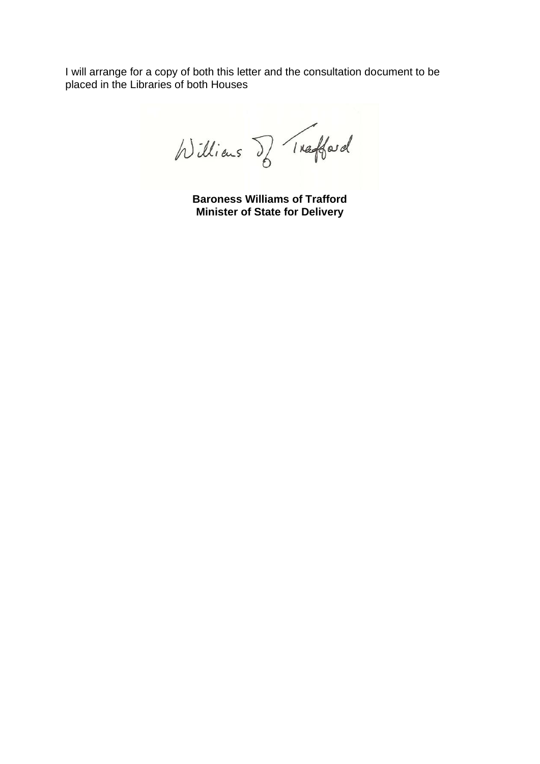I will arrange for a copy of both this letter and the consultation document to be placed in the Libraries of both Houses

**Baroness Williams of Trafford**
**Minister of State for Delivery**